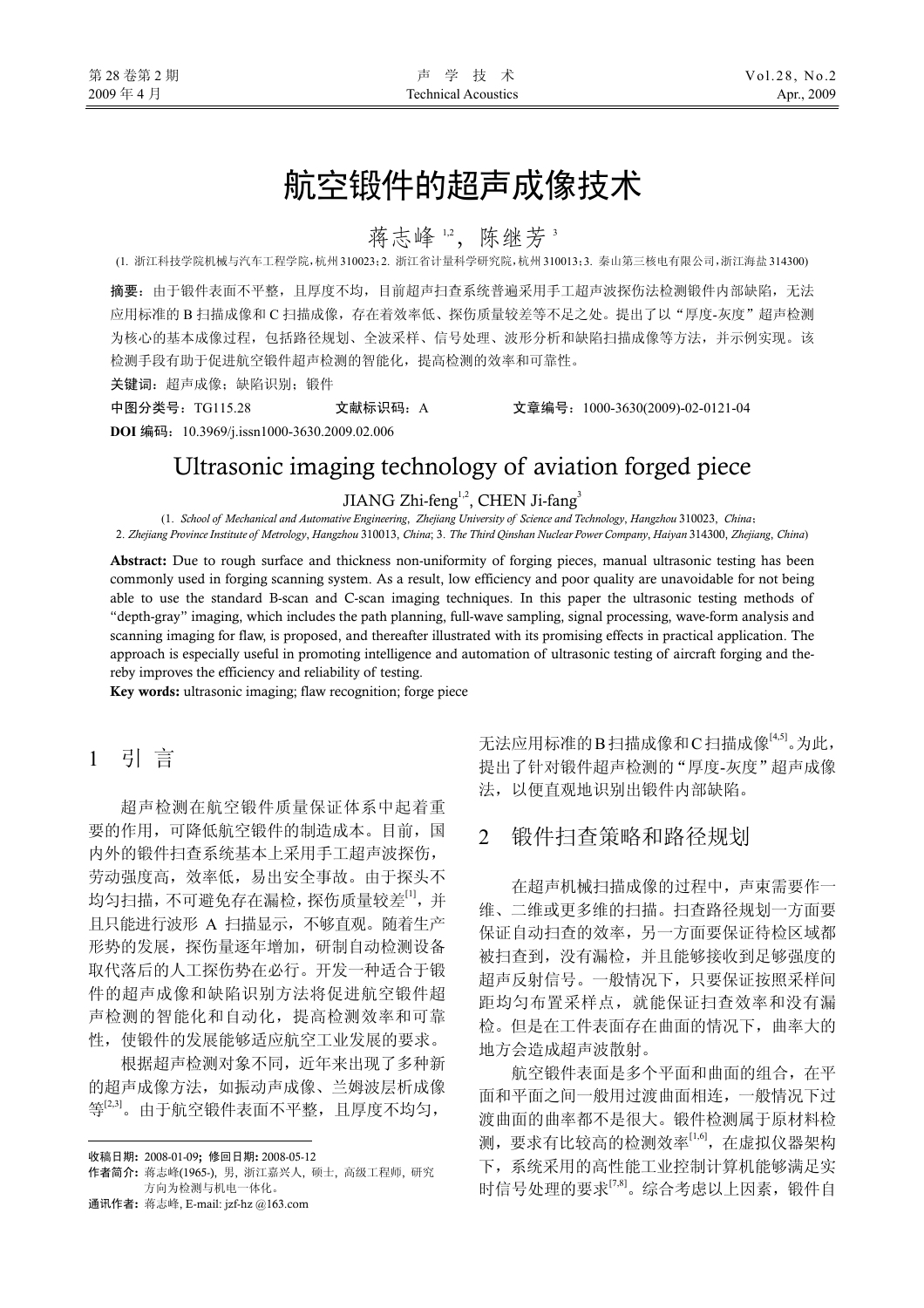# 航空锻件的超声成像技术

蒋志峰[1,2]，陈继芳[3]

(1. 浙江科技学院机械与汽车工程学院，杭州 310023；2. 浙江省计量科学研究院，杭州 310013；3. 秦山第三核电有限公司，浙江海盐 314300)

**摘要**：由于锻件表面不平整，且厚度不均，目前超声扫查系统普遍采用手工超声波探伤法检测锻件内部缺陷，无法应用标准的 B 扫描成像和 C 扫描成像，存在着效率低、探伤质量较差等不足之处。提出了以"厚度-灰度"超声检测为核心的基本成像过程，包括路径规划、全波采样、信号处理、波形分析和缺陷扫描成像等方法，并示例实现。该检测手段有助于促进航空锻件超声检测的智能化，提高检测的效率和可靠性。

**关键词**：超声成像；缺陷识别；锻件

**中图分类号**：TG115.28　　**文献标识码**：A　　**文章编号**：1000-3630(2009)-02-0121-04

**DOI 编码**：10.3969/j.issn1000-3630.2009.02.006

# Ultrasonic imaging technology of aviation forged piece

JIANG Zhi-feng[1,2], CHEN Ji-fang[3]

(1. *School of Mechanical and Automative Engineering*, *Zhejiang University of Science and Technology*, *Hangzhou* 310023, *China*; 2. *Zhejiang Province Institute of Metrology*, *Hangzhou* 310013, *China*; 3. *The Third Qinshan Nuclear Power Company*, *Haiyan* 314300, *Zhejiang*, *China*)

**Abstract:** Due to rough surface and thickness non-uniformity of forging pieces, manual ultrasonic testing has been commonly used in forging scanning system. As a result, low efficiency and poor quality are unavoidable for not being able to use the standard B-scan and C-scan imaging techniques. In this paper the ultrasonic testing methods of "depth-gray" imaging, which includes the path planning, full-wave sampling, signal processing, wave-form analysis and scanning imaging for flaw, is proposed, and thereafter illustrated with its promising effects in practical application. The approach is especially useful in promoting intelligence and automation of ultrasonic testing of aircraft forging and thereby improves the efficiency and reliability of testing.

**Key words:** ultrasonic imaging; flaw recognition; forge piece

## 1 引 言

超声检测在航空锻件质量保证体系中起着重要的作用，可降低航空锻件的制造成本。目前，国内外的锻件扫查系统基本上采用手工超声波探伤，劳动强度高，效率低，易出安全事故。由于探头不均匀扫描，不可避免存在漏检，探伤质量较差[1]，并且只能进行波形 A 扫描显示，不够直观。随着生产形势的发展，探伤量逐年增加，研制自动检测设备取代落后的人工探伤势在必行。开发一种适合于锻件的超声成像和缺陷识别方法将促进航空锻件超声检测的智能化和自动化，提高检测效率和可靠性，使锻件的发展能够适应航空工业发展的要求。

根据超声检测对象不同，近年来出现了多种新的超声成像方法，如振动声成像、兰姆波层析成像等[2,3]。由于航空锻件表面不平整，且厚度不均匀，无法应用标准的B扫描成像和C扫描成像[4,5]。为此，提出了针对锻件超声检测的"厚度-灰度"超声成像法，以便直观地识别出锻件内部缺陷。

## 2 锻件扫查策略和路径规划

在超声机械扫描成像的过程中，声束需要作一维、二维或更多维的扫描。扫查路径规划一方面要保证自动扫查的效率，另一方面要保证待检区域都被扫查到，没有漏检，并且能够接收到足够强度的超声反射信号。一般情况下，只要保证按照采样间距均匀布置采样点，就能保证扫查效率和没有漏检。但是在工件表面存在曲面的情况下，曲率大的地方会造成超声波散射。

航空锻件表面是多个平面和曲面的组合，在平面和平面之间一般用过渡曲面相连，一般情况下过渡曲面的曲率都不是很大。锻件检测属于原材料检测，要求有比较高的检测效率[1,6]，在虚拟仪器架构下，系统采用的高性能工业控制计算机能够满足实时信号处理的要求[7,8]。综合考虑以上因素，锻件自

---

收稿日期：2008-01-09；修回日期：2008-05-12

作者简介：蒋志峰(1965-)，男，浙江嘉兴人，硕士，高级工程师，研究方向为检测与机电一体化。

通讯作者：蒋志峰，E-mail: jzf-hz @163.com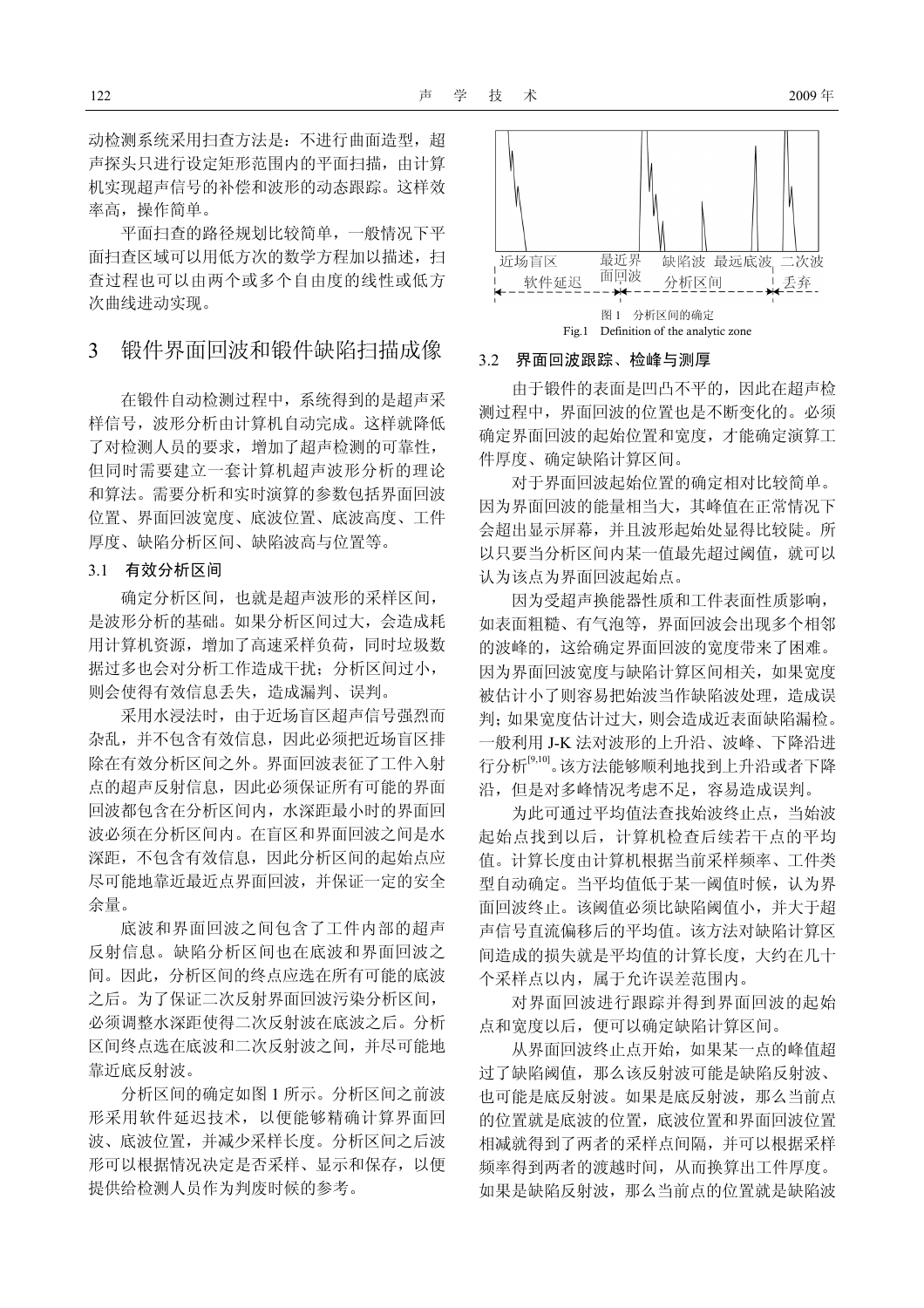动检测系统采用扫查方法是：不进行曲面造型，超声探头只进行设定矩形范围内的平面扫描，由计算机实现超声信号的补偿和波形的动态跟踪。这样效率高，操作简单。

平面扫查的路径规划比较简单，一般情况下平面扫查区域可以用低方次的数学方程加以描述，扫查过程也可以由两个或多个自由度的线性或低方次曲线进动实现。

## 3 锻件界面回波和锻件缺陷扫描成像

在锻件自动检测过程中，系统得到的是超声采样信号，波形分析由计算机自动完成。这样就降低了对检测人员的要求，增加了超声检测的可靠性，但同时需要建立一套计算机超声波形分析的理论和算法。需要分析和实时演算的参数包括界面回波位置、界面回波宽度、底波位置、底波高度、工件厚度、缺陷分析区间、缺陷波高与位置等。

### 3.1 有效分析区间

确定分析区间，也就是超声波形的采样区间，是波形分析的基础。如果分析区间过大，会造成耗用计算机资源，增加了高速采样负荷，同时垃圾数据过多也会对分析工作造成干扰；分析区间过小，则会使得有效信息丢失，造成漏判、误判。

采用水浸法时，由于近场盲区超声信号强烈而杂乱，并不包含有效信息，因此必须把近场盲区排除在有效分析区间之外。界面回波表征了工件入射点的超声反射信息，因此必须保证所有可能的界面回波都包含在分析区间内，水深距最小时的界面回波必须在分析区间内。在盲区和界面回波之间是水深距，不包含有效信息，因此分析区间的起始点应尽可能地靠近最近点界面回波，并保证一定的安全余量。

底波和界面回波之间包含了工件内部的超声反射信息。缺陷分析区间也在底波和界面回波之间。因此，分析区间的终点应选在所有可能的底波之后。为了保证二次反射界面回波污染分析区间，必须调整水深距使得二次反射波在底波之后。分析区间终点选在底波和二次反射波之间，并尽可能地靠近底反射波。

分析区间的确定如图 1 所示。分析区间之前波形采用软件延迟技术，以便能够精确计算界面回波、底波位置，并减少采样长度。分析区间之后波形可以根据情况决定是否采样、显示和保存，以便提供给检测人员作为判废时候的参考。

近场盲区 软件延迟 | 最近界面回波 | 缺陷波 最远底波 分析区间 | 二次波 丢弃

图 1 分析区间的确定
Fig.1 Definition of the analytic zone

### 3.2 界面回波跟踪、检峰与测厚

由于锻件的表面是凹凸不平的，因此在超声检测过程中，界面回波的位置也是不断变化的。必须确定界面回波的起始位置和宽度，才能确定演算工件厚度、确定缺陷计算区间。

对于界面回波起始位置的确定相对比较简单。因为界面回波的能量相当大，其峰值在正常情况下会超出显示屏幕，并且波形起始处显得比较陡。所以只要当分析区间内某一值最先超过阈值，就可以认为该点为界面回波起始点。

因为受超声换能器性质和工件表面性质影响，如表面粗糙、有气泡等，界面回波会出现多个相邻的波峰的，这给确定界面回波的宽度带来了困难。因为界面回波宽度与缺陷计算区间相关，如果宽度被估计小了则容易把始波当作缺陷波处理，造成误判；如果宽度估计过大，则会造成近表面缺陷漏检。一般利用 J-K 法对波形的上升沿、波峰、下降沿进行分析[9,10]。该方法能够顺利地找到上升沿或者下降沿，但是对多峰情况考虑不足，容易造成误判。

为此可通过平均值法查找始波终止点，当始波起始点找到以后，计算机检查后续若干点的平均值。计算长度由计算机根据当前采样频率、工件类型自动确定。当平均值低于某一阈值时候，认为界面回波终止。该阈值必须比缺陷阈值小，并大于超声信号直流偏移后的平均值。该方法对缺陷计算区间造成的损失就是平均值的计算长度，大约在几十个采样点以内，属于允许误差范围内。

对界面回波进行跟踪并得到界面回波的起始点和宽度以后，便可以确定缺陷计算区间。

从界面回波终止点开始，如果某一点的峰值超过了缺陷阈值，那么该反射波可能是缺陷反射波、也可能是底反射波。如果是底反射波，那么当前点的位置就是底波的位置，底波位置和界面回波位置相减就得到了两者的采样点间隔，并可以根据采样频率得到两者的渡越时间，从而换算出工件厚度。如果是缺陷反射波，那么当前点的位置就是缺陷波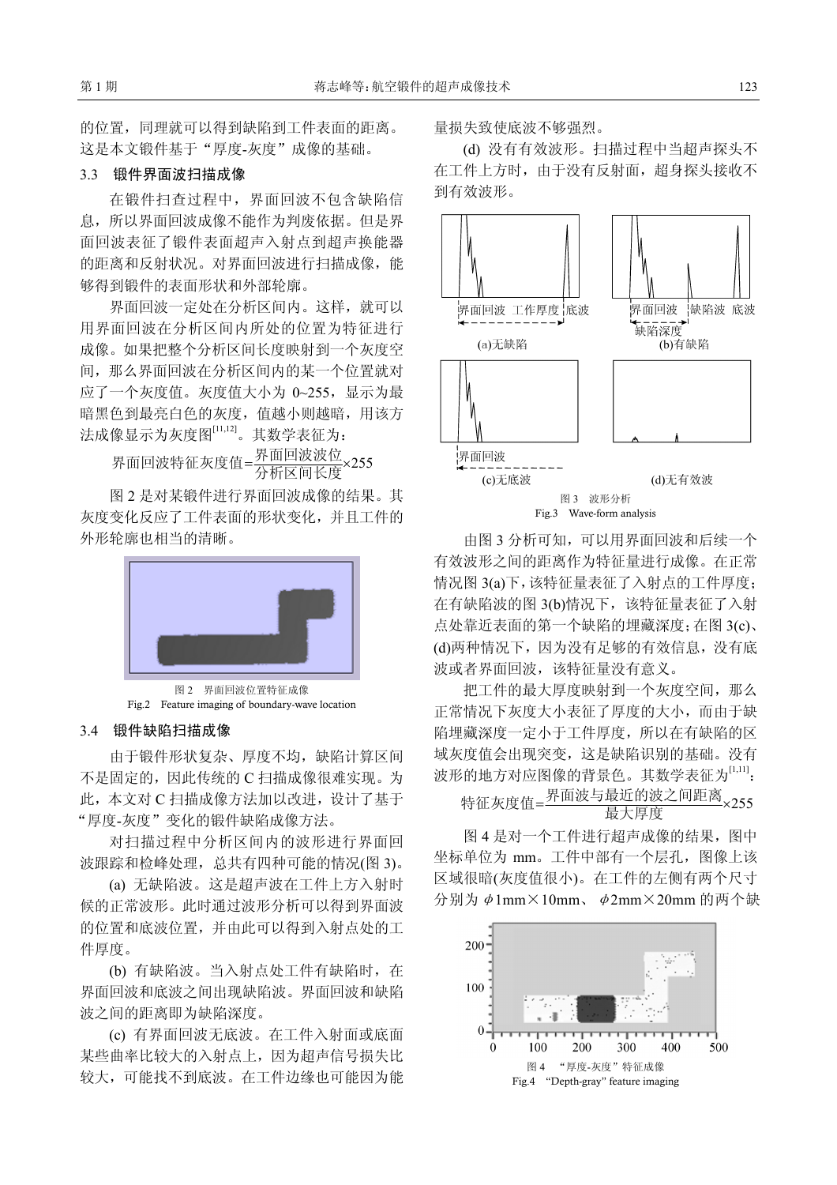的位置，同理就可以得到缺陷到工件表面的距离。这是本文锻件基于“厚度-灰度”成像的基础。

### 3.3　锻件界面波扫描成像

在锻件扫查过程中，界面回波不包含缺陷信息，所以界面回波成像不能作为判废依据。但是界面回波表征了锻件表面超声入射点到超声换能器的距离和反射状况。对界面回波进行扫描成像，能够得到锻件的表面形状和外部轮廓。

界面回波一定处在分析区间内。这样，就可以用界面回波在分析区间内所处的位置为特征进行成像。如果把整个分析区间长度映射到一个灰度空间，那么界面回波在分析区间内的某一个位置就对应了一个灰度值。灰度值大小为 0~255，显示为最暗黑色到最亮白色的灰度，值越小则越暗，用该方法成像显示为灰度图[11,12]。其数学表征为：

$$\text{界面回波特征灰度值}=\frac{\text{界面回波波位}}{\text{分析区间长度}}\times 255$$

图 2 是对某锻件进行界面回波成像的结果。其灰度变化反应了工件表面的形状变化，并且工件的外形轮廓也相当的清晰。

图 2　界面回波位置特征成像
Fig.2　Feature imaging of boundary-wave location

### 3.4　锻件缺陷扫描成像

由于锻件形状复杂、厚度不均，缺陷计算区间不是固定的，因此传统的 C 扫描成像很难实现。为此，本文对 C 扫描成像方法加以改进，设计了基于“厚度-灰度”变化的锻件缺陷成像方法。

对扫描过程中分析区间内的波形进行界面回波跟踪和检峰处理，总共有四种可能的情况(图 3)。

(a) 无缺陷波。这是超声波在工件上方入射时候的正常波形。此时通过波形分析可以得到界面波的位置和底波位置，并由此可以得到入射点处的工件厚度。

(b) 有缺陷波。当入射点处工件有缺陷时，在界面回波和底波之间出现缺陷波。界面回波和缺陷波之间的距离即为缺陷深度。

(c) 有界面回波无底波。在工件入射面或底面某些曲率比较大的入射点上，因为超声信号损失比较大，可能找不到底波。在工件边缘也可能因为能量损失致使底波不够强烈。

(d) 没有有效波形。扫描过程中当超声探头不在工件上方时，由于没有反射面，超身探头接收不到有效波形。

界面回波　工作厚度　底波
(a)无缺陷

界面回波　缺陷波　底波
缺陷深度
(b)有缺陷

界面回波
(c)无底波

(d)无有效波

图 3　波形分析
Fig.3　Wave-form analysis

由图 3 分析可知，可以用界面回波和后续一个有效波形之间的距离作为特征量进行成像。在正常情况图 3(a)下，该特征量表征了入射点的工件厚度；在有缺陷波的图 3(b)情况下，该特征量表征了入射点处靠近表面的第一个缺陷的埋藏深度；在图 3(c)、(d)两种情况下，因为没有足够的有效信息，没有底波或者界面回波，该特征量没有意义。

把工件的最大厚度映射到一个灰度空间，那么正常情况下灰度大小表征了厚度的大小，而由于缺陷埋藏深度一定小于工件厚度，所以在有缺陷的区域灰度值会出现突变，这是缺陷识别的基础。没有波形的地方对应图像的背景色。其数学表征为[1,11]：

$$\text{特征灰度值}=\frac{\text{界面波与最近的波之间距离}}{\text{最大厚度}}\times 255$$

图 4 是对一个工件进行超声成像的结果，图中坐标单位为 mm。工件中部有一个层孔，图像上该区域很暗(灰度值很小)。在工件的左侧有两个尺寸分别为 $\phi$1mm×10mm、 $\phi$2mm×20mm 的两个缺

图 4　“厚度-灰度”特征成像
Fig.4　“Depth-gray” feature imaging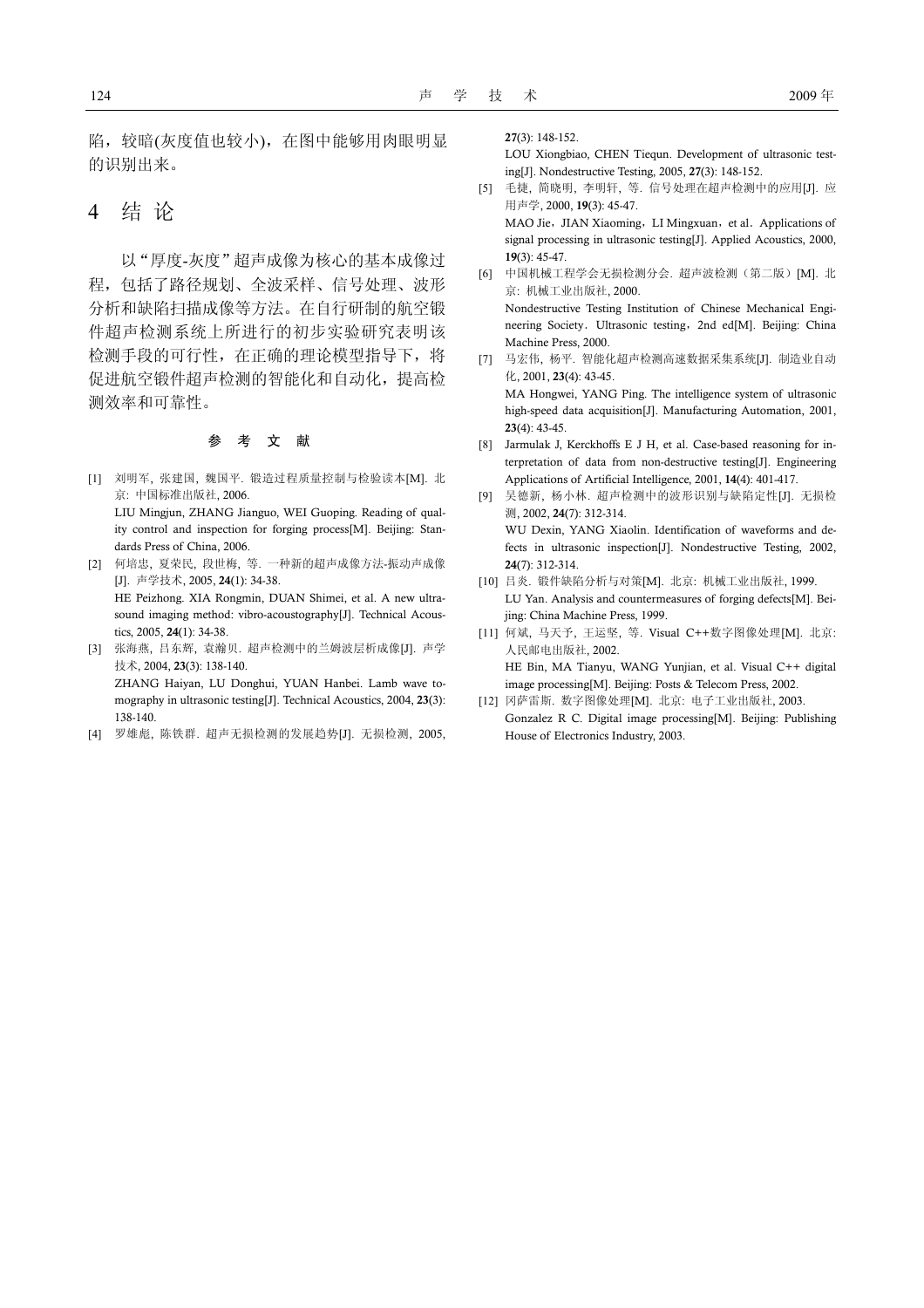陷，较暗(灰度值也较小)，在图中能够用肉眼明显的识别出来。

## 4 结 论

以"厚度-灰度"超声成像为核心的基本成像过程，包括了路径规划、全波采样、信号处理、波形分析和缺陷扫描成像等方法。在自行研制的航空锻件超声检测系统上所进行的初步实验研究表明该检测手段的可行性，在正确的理论模型指导下，将促进航空锻件超声检测的智能化和自动化，提高检测效率和可靠性。

### 参 考 文 献

[1] 刘明军, 张建国, 魏国平. 锻造过程质量控制与检验读本[M]. 北京: 中国标准出版社, 2006.
LIU Mingjun, ZHANG Jianguo, WEI Guoping. Reading of quality control and inspection for forging process[M]. Beijing: Standards Press of China, 2006.

[2] 何培忠, 夏荣民, 段世梅, 等. 一种新的超声成像方法-振动声成像[J]. 声学技术, 2005, **24**(1): 34-38.
HE Peizhong. XIA Rongmin, DUAN Shimei, et al. A new ultrasound imaging method: vibro-acoustography[J]. Technical Acoustics, 2005, **24**(1): 34-38.

[3] 张海燕, 吕东辉, 袁瀚贝. 超声检测中的兰姆波层析成像[J]. 声学技术, 2004, **23**(3): 138-140.
ZHANG Haiyan, LU Donghui, YUAN Hanbei. Lamb wave tomography in ultrasonic testing[J]. Technical Acoustics, 2004, **23**(3): 138-140.

[4] 罗雄彪, 陈铁群. 超声无损检测的发展趋势[J]. 无损检测, 2005, **27**(3): 148-152.
LOU Xiongbiao, CHEN Tiequn. Development of ultrasonic testing[J]. Nondestructive Testing, 2005, **27**(3): 148-152.

[5] 毛捷, 简晓明, 李明轩, 等. 信号处理在超声检测中的应用[J]. 应用声学, 2000, **19**(3): 45-47.
MAO Jie，JIAN Xiaoming，LI Mingxuan，et al．Applications of signal processing in ultrasonic testing[J]. Applied Acoustics, 2000, **19**(3): 45-47.

[6] 中国机械工程学会无损检测分会. 超声波检测（第二版）[M]. 北京: 机械工业出版社, 2000.
Nondestructive Testing Institution of Chinese Mechanical Engineering Society．Ultrasonic testing，2nd ed[M]. Beijing: China Machine Press, 2000.

[7] 马宏伟, 杨平. 智能化超声检测高速数据采集系统[J]. 制造业自动化, 2001, **23**(4): 43-45.
MA Hongwei, YANG Ping. The intelligence system of ultrasonic high-speed data acquisition[J]. Manufacturing Automation, 2001, **23**(4): 43-45.

[8] Jarmulak J, Kerckhoffs E J H, et al. Case-based reasoning for interpretation of data from non-destructive testing[J]. Engineering Applications of Artificial Intelligence, 2001, **14**(4): 401-417.

[9] 吴德新, 杨小林. 超声检测中的波形识别与缺陷定性[J]. 无损检测, 2002, **24**(7): 312-314.
WU Dexin, YANG Xiaolin. Identification of waveforms and defects in ultrasonic inspection[J]. Nondestructive Testing, 2002, **24**(7): 312-314.

[10] 吕炎. 锻件缺陷分析与对策[M]. 北京: 机械工业出版社, 1999.
LU Yan. Analysis and countermeasures of forging defects[M]. Beijing: China Machine Press, 1999.

[11] 何斌, 马天予, 王运坚, 等. Visual C++数字图像处理[M]. 北京: 人民邮电出版社, 2002.
HE Bin, MA Tianyu, WANG Yunjian, et al. Visual C++ digital image processing[M]. Beijing: Posts & Telecom Press, 2002.

[12] 冈萨雷斯. 数字图像处理[M]. 北京: 电子工业出版社, 2003.
Gonzalez R C. Digital image processing[M]. Beijing: Publishing House of Electronics Industry, 2003.